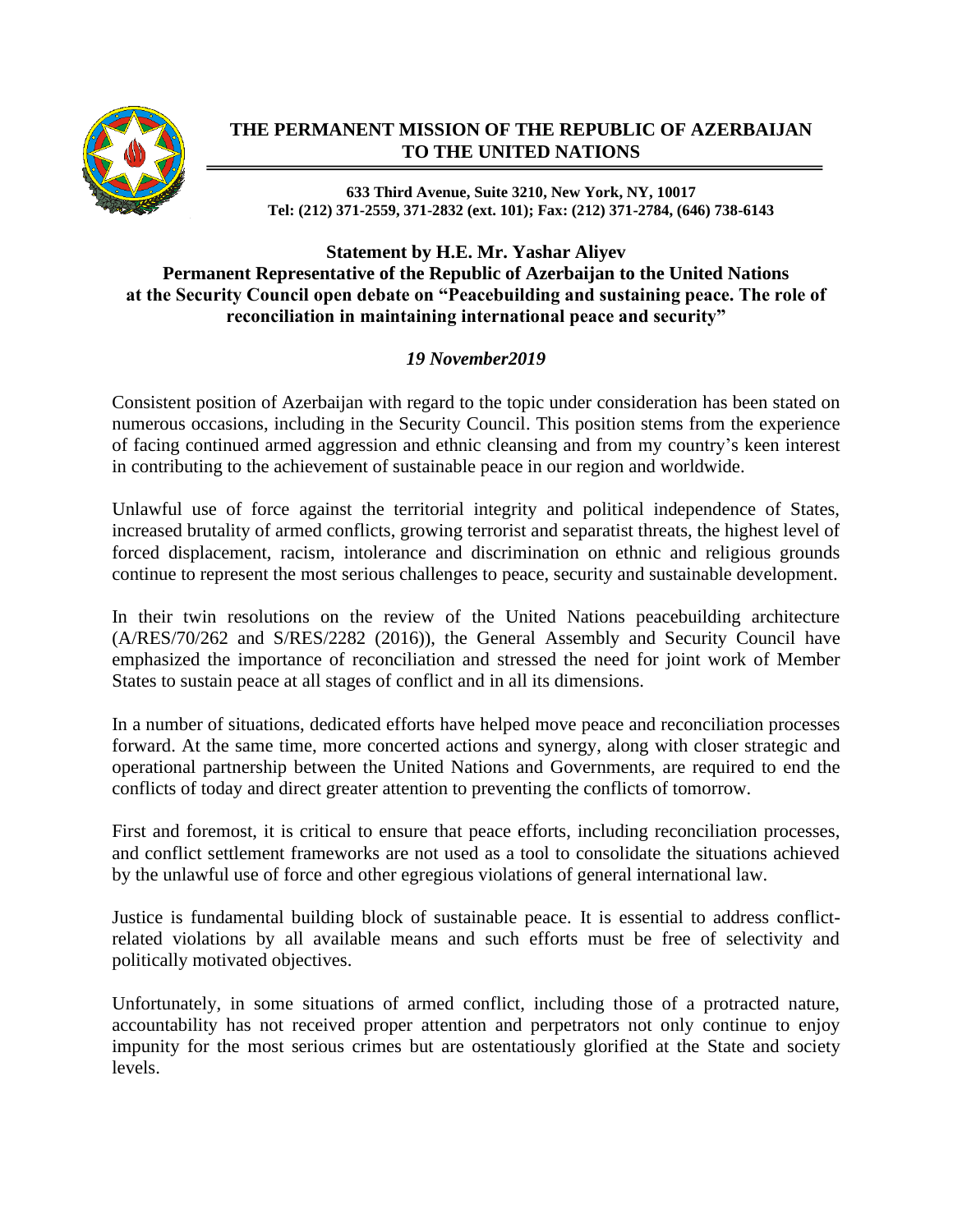# THE PERMANENT MISSION OF THE REPUBLIC OF AZERBAIJAN TO THE UNITED NATIONS

**633 Third Avenue, Suite 3210, New York, NY, 10017**
**Tel: (212) 371-2559, 371-2832 (ext. 101); Fax: (212) 371-2784, (646) 738-6143**

## Statement by H.E. Mr. Yashar Aliyev
## Permanent Representative of the Republic of Azerbaijan to the United Nations at the Security Council open debate on "Peacebuilding and sustaining peace. The role of reconciliation in maintaining international peace and security"

***19 November2019***

Consistent position of Azerbaijan with regard to the topic under consideration has been stated on numerous occasions, including in the Security Council. This position stems from the experience of facing continued armed aggression and ethnic cleansing and from my country's keen interest in contributing to the achievement of sustainable peace in our region and worldwide.

Unlawful use of force against the territorial integrity and political independence of States, increased brutality of armed conflicts, growing terrorist and separatist threats, the highest level of forced displacement, racism, intolerance and discrimination on ethnic and religious grounds continue to represent the most serious challenges to peace, security and sustainable development.

In their twin resolutions on the review of the United Nations peacebuilding architecture (A/RES/70/262 and S/RES/2282 (2016)), the General Assembly and Security Council have emphasized the importance of reconciliation and stressed the need for joint work of Member States to sustain peace at all stages of conflict and in all its dimensions.

In a number of situations, dedicated efforts have helped move peace and reconciliation processes forward. At the same time, more concerted actions and synergy, along with closer strategic and operational partnership between the United Nations and Governments, are required to end the conflicts of today and direct greater attention to preventing the conflicts of tomorrow.

First and foremost, it is critical to ensure that peace efforts, including reconciliation processes, and conflict settlement frameworks are not used as a tool to consolidate the situations achieved by the unlawful use of force and other egregious violations of general international law.

Justice is fundamental building block of sustainable peace. It is essential to address conflict-related violations by all available means and such efforts must be free of selectivity and politically motivated objectives.

Unfortunately, in some situations of armed conflict, including those of a protracted nature, accountability has not received proper attention and perpetrators not only continue to enjoy impunity for the most serious crimes but are ostentatiously glorified at the State and society levels.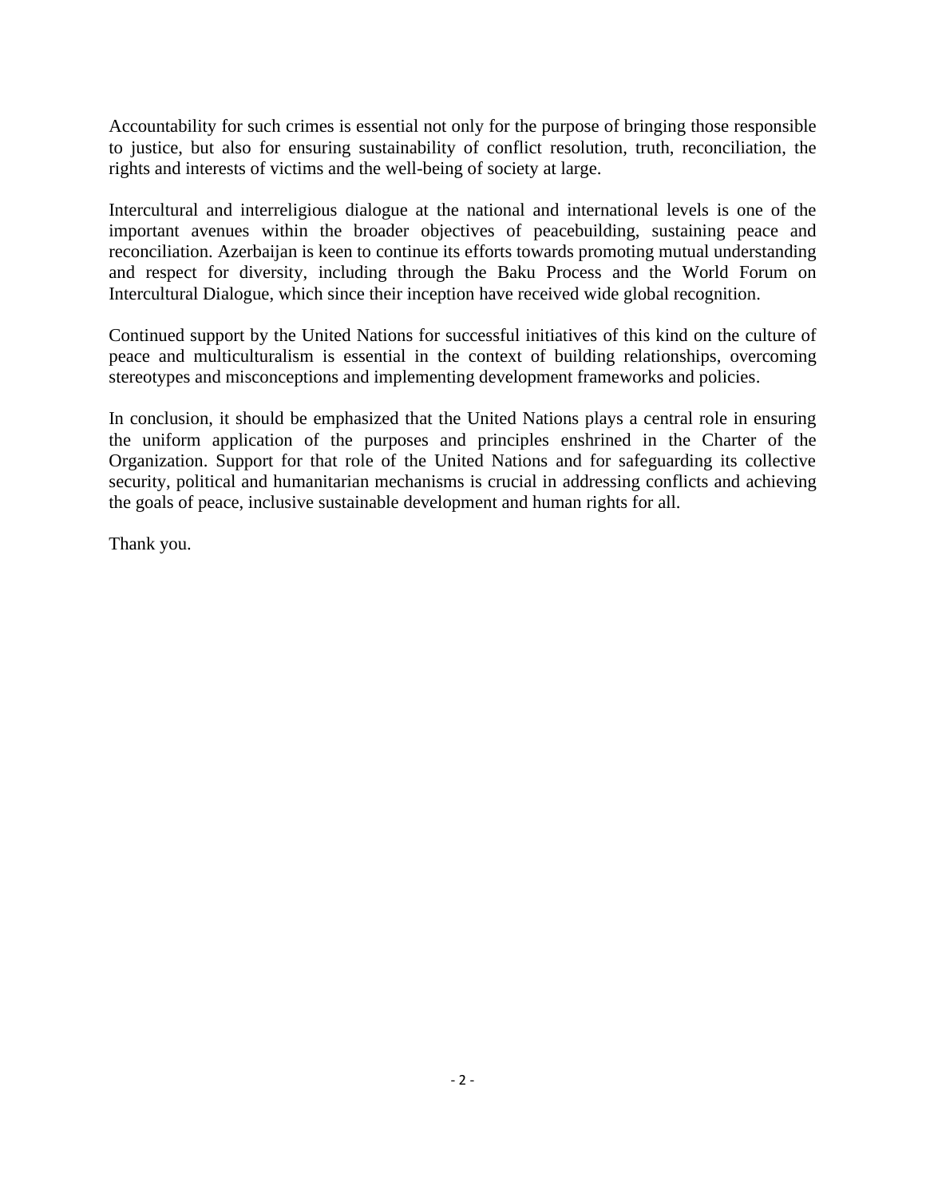Accountability for such crimes is essential not only for the purpose of bringing those responsible to justice, but also for ensuring sustainability of conflict resolution, truth, reconciliation, the rights and interests of victims and the well-being of society at large.

Intercultural and interreligious dialogue at the national and international levels is one of the important avenues within the broader objectives of peacebuilding, sustaining peace and reconciliation. Azerbaijan is keen to continue its efforts towards promoting mutual understanding and respect for diversity, including through the Baku Process and the World Forum on Intercultural Dialogue, which since their inception have received wide global recognition.

Continued support by the United Nations for successful initiatives of this kind on the culture of peace and multiculturalism is essential in the context of building relationships, overcoming stereotypes and misconceptions and implementing development frameworks and policies.

In conclusion, it should be emphasized that the United Nations plays a central role in ensuring the uniform application of the purposes and principles enshrined in the Charter of the Organization. Support for that role of the United Nations and for safeguarding its collective security, political and humanitarian mechanisms is crucial in addressing conflicts and achieving the goals of peace, inclusive sustainable development and human rights for all.

Thank you.